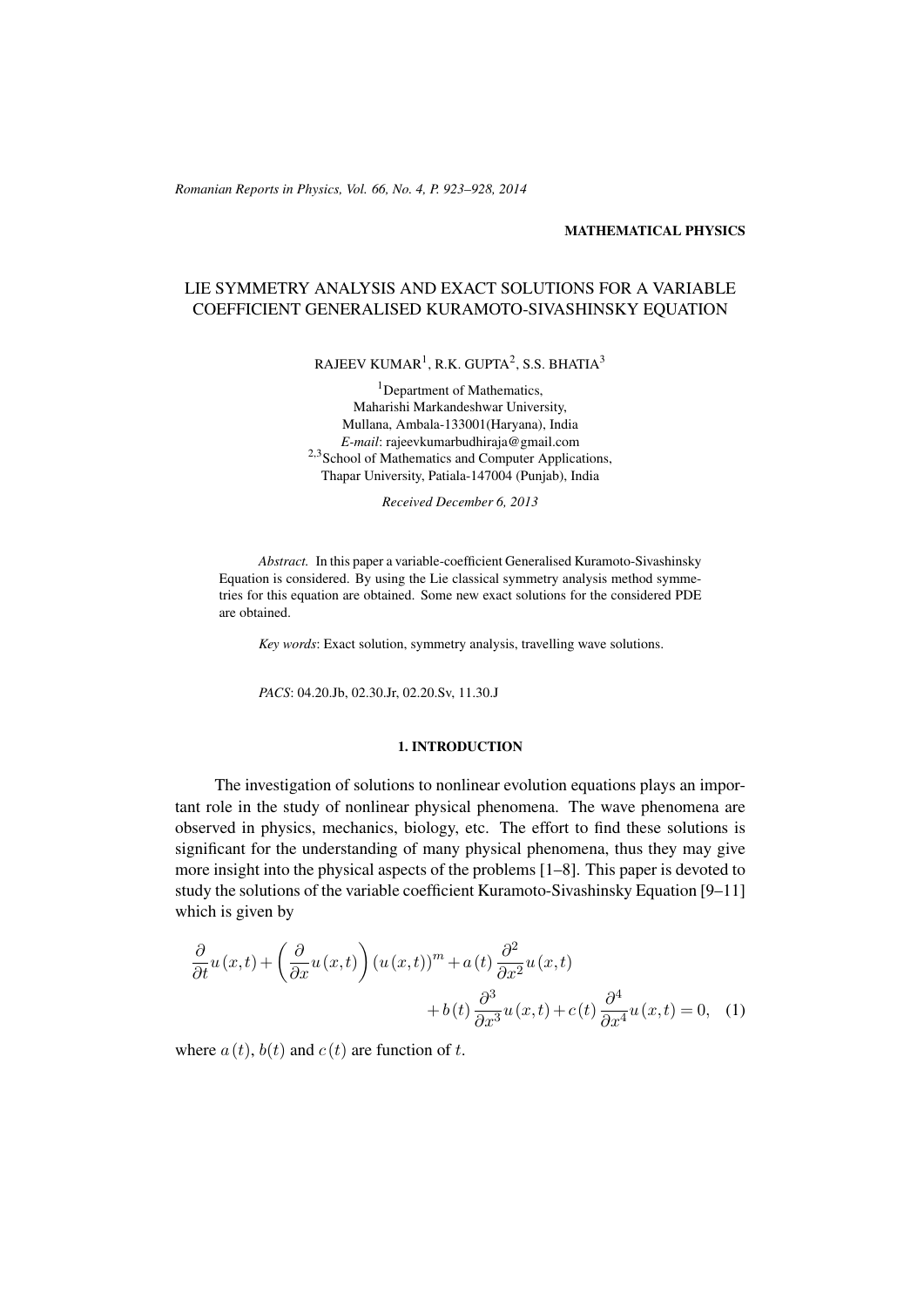MATHEMATICAL PHYSICS

# LIE SYMMETRY ANALYSIS AND EXACT SOLUTIONS FOR A VARIABLE COEFFICIENT GENERALISED KURAMOTO-SIVASHINSKY EQUATION

RAJEEV KUMAR[1], R.K. GUPTA[2], S.S. BHATIA[3]

[1]Department of Mathematics,
Maharishi Markandeshwar University,
Mullana, Ambala-133001(Haryana), India
*E-mail*: rajeevkumarbudhiraja@gmail.com
[2,3]School of Mathematics and Computer Applications,
Thapar University, Patiala-147004 (Punjab), India

*Received December 6, 2013*

*Abstract.* In this paper a variable-coefficient Generalised Kuramoto-Sivashinsky Equation is considered. By using the Lie classical symmetry analysis method symmetries for this equation are obtained. Some new exact solutions for the considered PDE are obtained.

*Key words*: Exact solution, symmetry analysis, travelling wave solutions.

*PACS*: 04.20.Jb, 02.30.Jr, 02.20.Sv, 11.30.J

## 1. INTRODUCTION

The investigation of solutions to nonlinear evolution equations plays an important role in the study of nonlinear physical phenomena. The wave phenomena are observed in physics, mechanics, biology, etc. The effort to find these solutions is significant for the understanding of many physical phenomena, thus they may give more insight into the physical aspects of the problems [1–8]. This paper is devoted to study the solutions of the variable coefficient Kuramoto-Sivashinsky Equation [9–11] which is given by

$$\frac{\partial}{\partial t}u(x,t) + \left(\frac{\partial}{\partial x}u(x,t)\right)(u(x,t))^m + a(t)\frac{\partial^2}{\partial x^2}u(x,t) + b(t)\frac{\partial^3}{\partial x^3}u(x,t) + c(t)\frac{\partial^4}{\partial x^4}u(x,t) = 0, \quad (1)$$

where $a(t)$, $b(t)$ and $c(t)$ are function of $t$.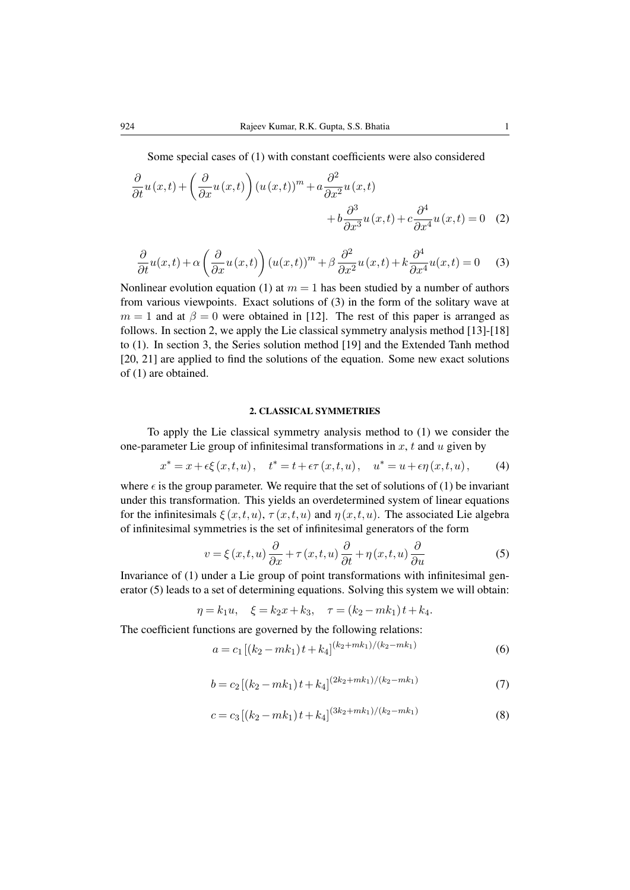Some special cases of (1) with constant coefficients were also considered

$$\frac{\partial}{\partial t}u(x,t)+\left(\frac{\partial}{\partial x}u(x,t)\right)(u(x,t))^{m}+a\frac{\partial^{2}}{\partial x^{2}}u(x,t)+b\frac{\partial^{3}}{\partial x^{3}}u(x,t)+c\frac{\partial^{4}}{\partial x^{4}}u(x,t)=0 \quad (2)$$

$$\frac{\partial}{\partial t}u(x,t)+\alpha\left(\frac{\partial}{\partial x}u(x,t)\right)(u(x,t))^{m}+\beta\frac{\partial^{2}}{\partial x^{2}}u(x,t)+k\frac{\partial^{4}}{\partial x^{4}}u(x,t)=0 \quad (3)$$

Nonlinear evolution equation (1) at $m=1$ has been studied by a number of authors from various viewpoints. Exact solutions of (3) in the form of the solitary wave at $m=1$ and at $\beta=0$ were obtained in [12]. The rest of this paper is arranged as follows. In section 2, we apply the Lie classical symmetry analysis method [13]-[18] to (1). In section 3, the Series solution method [19] and the Extended Tanh method [20, 21] are applied to find the solutions of the equation. Some new exact solutions of (1) are obtained.

## 2. CLASSICAL SYMMETRIES

To apply the Lie classical symmetry analysis method to (1) we consider the one-parameter Lie group of infinitesimal transformations in $x$, $t$ and $u$ given by

$$x^{*}=x+\epsilon\xi(x,t,u), \quad t^{*}=t+\epsilon\tau(x,t,u), \quad u^{*}=u+\epsilon\eta(x,t,u), \quad (4)$$

where $\epsilon$ is the group parameter. We require that the set of solutions of (1) be invariant under this transformation. This yields an overdetermined system of linear equations for the infinitesimals $\xi(x,t,u)$, $\tau(x,t,u)$ and $\eta(x,t,u)$. The associated Lie algebra of infinitesimal symmetries is the set of infinitesimal generators of the form

$$v=\xi(x,t,u)\frac{\partial}{\partial x}+\tau(x,t,u)\frac{\partial}{\partial t}+\eta(x,t,u)\frac{\partial}{\partial u} \quad (5)$$

Invariance of (1) under a Lie group of point transformations with infinitesimal generator (5) leads to a set of determining equations. Solving this system we will obtain:

$$\eta=k_1u, \quad \xi=k_2x+k_3, \quad \tau=(k_2-mk_1)t+k_4.$$

The coefficient functions are governed by the following relations:

$$a=c_1\left[(k_2-mk_1)t+k_4\right]^{(k_2+mk_1)/(k_2-mk_1)} \quad (6)$$

$$b=c_2\left[(k_2-mk_1)t+k_4\right]^{(2k_2+mk_1)/(k_2-mk_1)} \quad (7)$$

$$c=c_3\left[(k_2-mk_1)t+k_4\right]^{(3k_2+mk_1)/(k_2-mk_1)} \quad (8)$$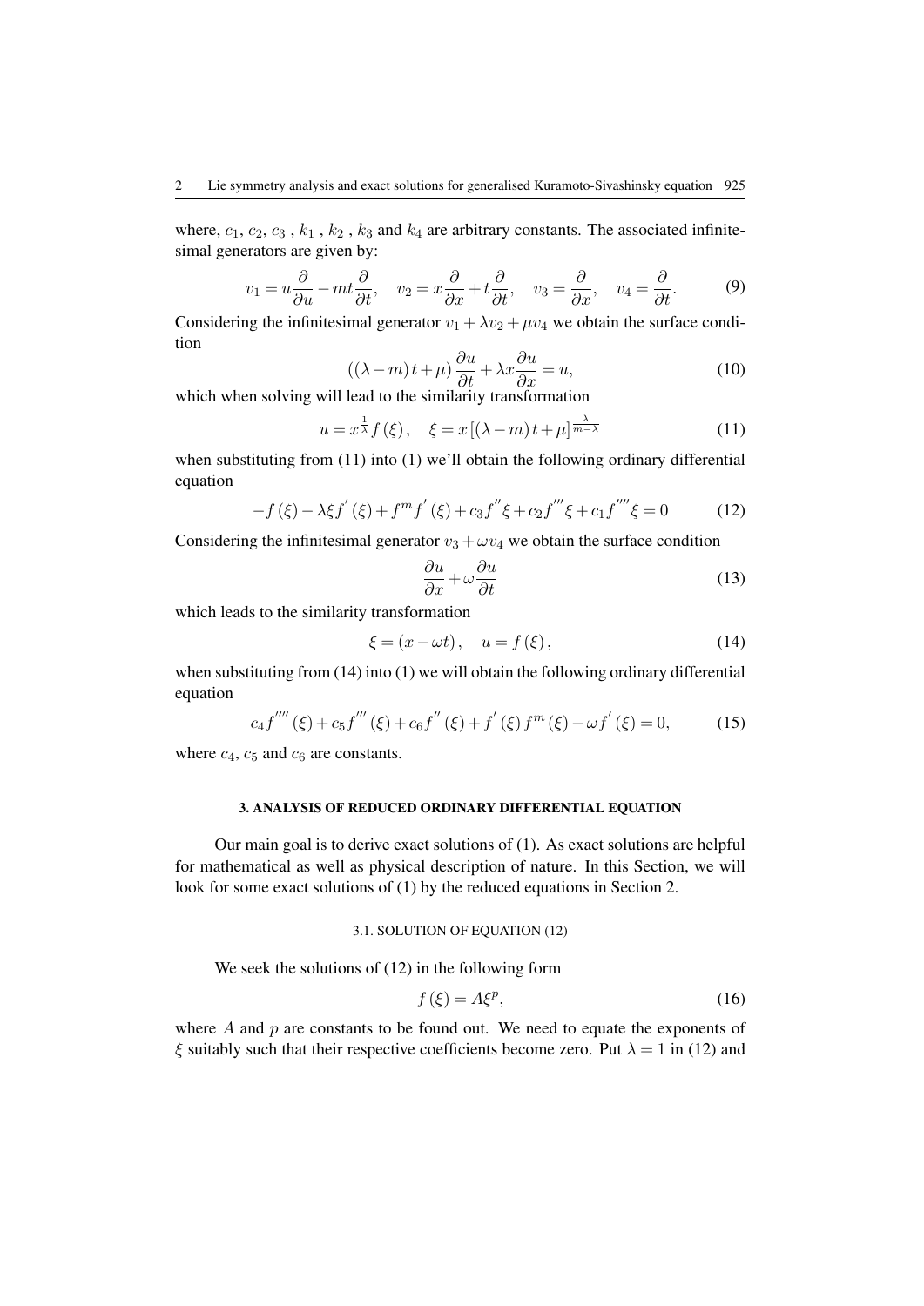where, $c_1$, $c_2$, $c_3$ , $k_1$ , $k_2$ , $k_3$ and $k_4$ are arbitrary constants. The associated infinitesimal generators are given by:

$$v_1 = u\frac{\partial}{\partial u} - mt\frac{\partial}{\partial t}, \quad v_2 = x\frac{\partial}{\partial x} + t\frac{\partial}{\partial t}, \quad v_3 = \frac{\partial}{\partial x}, \quad v_4 = \frac{\partial}{\partial t}. \tag{9}$$

Considering the infinitesimal generator $v_1 + \lambda v_2 + \mu v_4$ we obtain the surface condition

$$((\lambda - m)t + \mu)\frac{\partial u}{\partial t} + \lambda x\frac{\partial u}{\partial x} = u, \tag{10}$$

which when solving will lead to the similarity transformation

$$u = x^{\frac{1}{\lambda}} f(\xi), \quad \xi = x\left[(\lambda - m)t + \mu\right]^{\frac{\lambda}{m-\lambda}} \tag{11}$$

when substituting from (11) into (1) we'll obtain the following ordinary differential equation

$$-f(\xi) - \lambda\xi f^{'}(\xi) + f^m f^{'}(\xi) + c_3 f^{''}\xi + c_2 f^{'''}\xi + c_1 f^{''''}\xi = 0 \tag{12}$$

Considering the infinitesimal generator $v_3 + \omega v_4$ we obtain the surface condition

$$\frac{\partial u}{\partial x} + \omega\frac{\partial u}{\partial t} \tag{13}$$

which leads to the similarity transformation

$$\xi = (x - \omega t), \quad u = f(\xi), \tag{14}$$

when substituting from (14) into (1) we will obtain the following ordinary differential equation

$$c_4 f^{''''}(\xi) + c_5 f^{'''}(\xi) + c_6 f^{''}(\xi) + f^{'}(\xi) f^m(\xi) - \omega f^{'}(\xi) = 0, \tag{15}$$

where $c_4$, $c_5$ and $c_6$ are constants.

## 3. ANALYSIS OF REDUCED ORDINARY DIFFERENTIAL EQUATION

Our main goal is to derive exact solutions of (1). As exact solutions are helpful for mathematical as well as physical description of nature. In this Section, we will look for some exact solutions of (1) by the reduced equations in Section 2.

### 3.1. SOLUTION OF EQUATION (12)

We seek the solutions of (12) in the following form

$$f(\xi) = A\xi^p, \tag{16}$$

where $A$ and $p$ are constants to be found out. We need to equate the exponents of $\xi$ suitably such that their respective coefficients become zero. Put $\lambda = 1$ in (12) and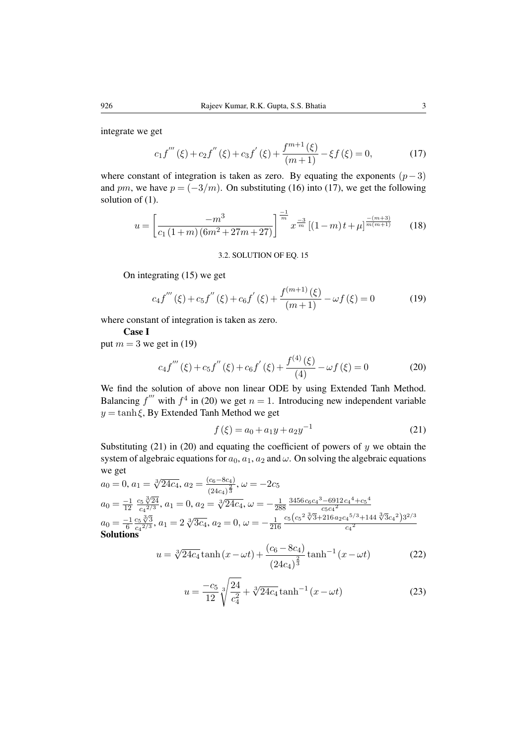integrate we get

$$c_1 f^{'''}(\xi) + c_2 f^{''}(\xi) + c_3 f^{'}(\xi) + \frac{f^{m+1}(\xi)}{(m+1)} - \xi f(\xi) = 0, \tag{17}$$

where constant of integration is taken as zero. By equating the exponents $(p-3)$ and $pm$, we have $p = (-3/m)$. On substituting (16) into (17), we get the following solution of (1).

$$u = \left[\frac{-m^3}{c_1(1+m)(6m^2+27m+27)}\right]^{\frac{-1}{m}} x^{\frac{-3}{m}} \left[(1-m)t + \mu\right]^{\frac{-(m+3)}{m(m+1)}} \tag{18}$$

### 3.2. SOLUTION OF EQ. 15

On integrating (15) we get

$$c_4 f^{'''}(\xi) + c_5 f^{''}(\xi) + c_6 f^{'}(\xi) + \frac{f^{(m+1)}(\xi)}{(m+1)} - \omega f(\xi) = 0 \tag{19}$$

where constant of integration is taken as zero.

**Case I**

put $m = 3$ we get in (19)

$$c_4 f^{'''}(\xi) + c_5 f^{''}(\xi) + c_6 f^{'}(\xi) + \frac{f^{(4)}(\xi)}{(4)} - \omega f(\xi) = 0 \tag{20}$$

We find the solution of above non linear ODE by using Extended Tanh Method. Balancing $f^{'''}$ with $f^4$ in (20) we get $n = 1$. Introducing new independent variable $y = \tanh\xi$, By Extended Tanh Method we get

$$f(\xi) = a_0 + a_1 y + a_2 y^{-1} \tag{21}$$

Substituting (21) in (20) and equating the coefficient of powers of $y$ we obtain the system of algebraic equations for $a_0$, $a_1$, $a_2$ and $\omega$. On solving the algebraic equations we get

$a_0 = 0$, $a_1 = \sqrt[3]{24c_4}$, $a_2 = \frac{(c_6 - 8c_4)}{(24c_4)^{\frac{2}{3}}}$, $\omega = -2c_5$

$a_0 = \frac{-1}{12}\,\frac{c_5\sqrt[3]{24}}{{c_4}^{2/3}}$, $a_1 = 0$, $a_2 = \sqrt[3]{24c_4}$, $\omega = -\frac{1}{288}\,\frac{3456\,c_6{c_4}^3 - 6912\,{c_4}^4 + {c_5}^4}{c_5{c_4}^2}$

$a_0 = \frac{-1}{6}\,\frac{c_5\sqrt[3]{3}}{{c_4}^{2/3}}$, $a_1 = 2\sqrt[3]{3c_4}$, $a_2 = 0$, $\omega = -\frac{1}{216}\,\frac{c_5\left({c_5}^2\sqrt[3]{3} + 216\,a_2{c_4}^{5/3} + 144\sqrt[3]{3}{c_4}^2\right)3^{2/3}}{{c_4}^2}$

**Solutions**

$$u = \sqrt[3]{24c_4}\tanh(x - \omega t) + \frac{(c_6 - 8c_4)}{(24c_4)^{\frac{2}{3}}}\tanh^{-1}(x - \omega t) \tag{22}$$

$$u = \frac{-c_5}{12}\sqrt[3]{\frac{24}{c_4^2}} + \sqrt[3]{24c_4}\tanh^{-1}(x - \omega t) \tag{23}$$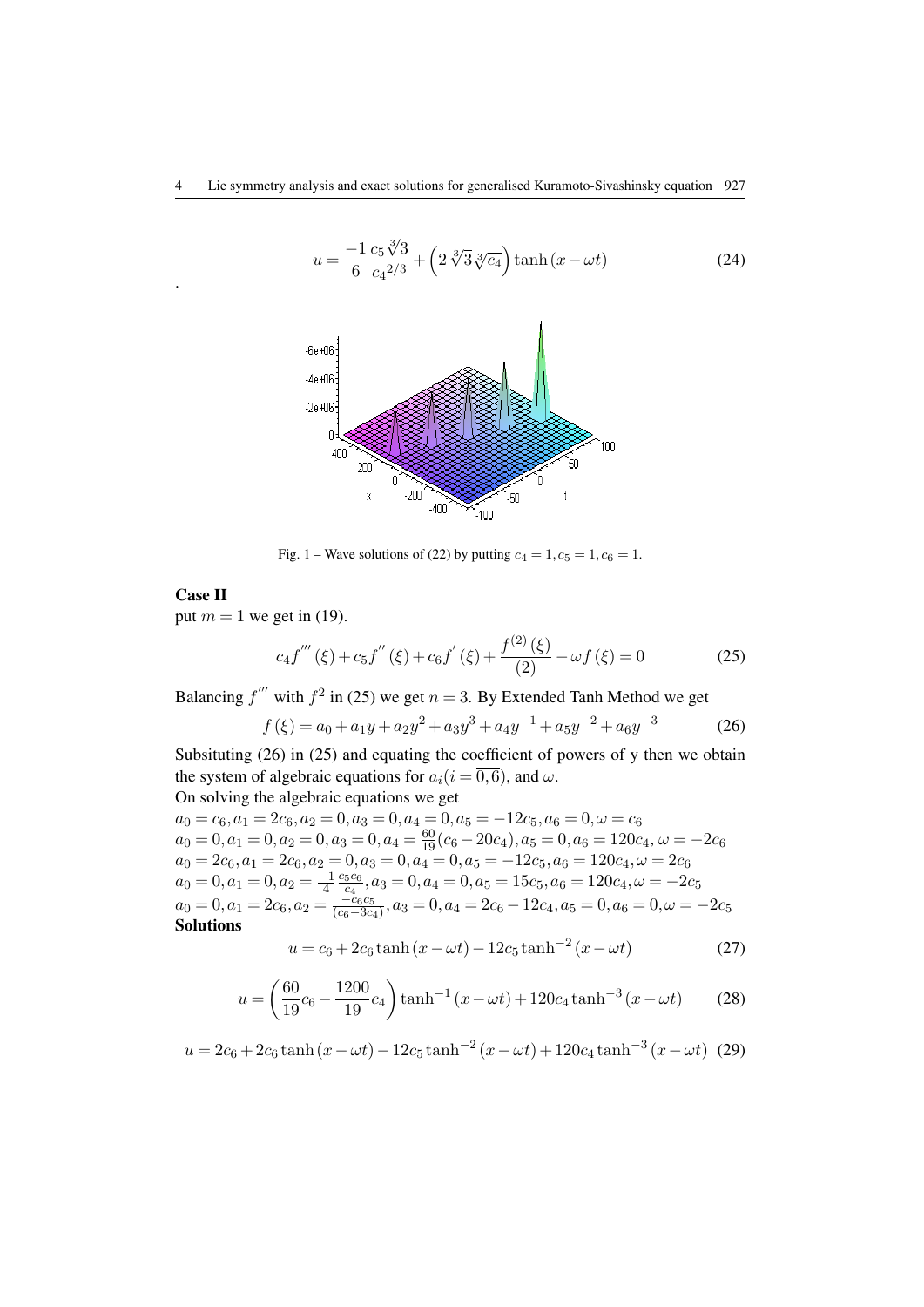$$u = \frac{-1}{6}\frac{c_5\sqrt[3]{3}}{{c_4}^{2/3}} + \left(2\sqrt[3]{3}\sqrt[3]{c_4}\right)\tanh\left(x - \omega t\right) \tag{24}$$

.

Fig. 1 – Wave solutions of (22) by putting $c_4 = 1, c_5 = 1, c_6 = 1$.

**Case II**

put $m = 1$ we get in (19).

$$c_4 f^{'''}(\xi) + c_5 f^{''}(\xi) + c_6 f^{'}(\xi) + \frac{f^{(2)}(\xi)}{(2)} - \omega f(\xi) = 0 \tag{25}$$

Balancing $f^{'''}$ with $f^2$ in (25) we get $n = 3$. By Extended Tanh Method we get

$$f(\xi) = a_0 + a_1 y + a_2 y^2 + a_3 y^3 + a_4 y^{-1} + a_5 y^{-2} + a_6 y^{-3} \tag{26}$$

Subsituting (26) in (25) and equating the coefficient of powers of y then we obtain the system of algebraic equations for $a_i (i = \overline{0,6})$, and $\omega$.

On solving the algebraic equations we get

$a_0 = c_6, a_1 = 2c_6, a_2 = 0, a_3 = 0, a_4 = 0, a_5 = -12c_5, a_6 = 0, \omega = c_6$
$a_0 = 0, a_1 = 0, a_2 = 0, a_3 = 0, a_4 = \frac{60}{19}(c_6 - 20c_4), a_5 = 0, a_6 = 120c_4, \omega = -2c_6$
$a_0 = 2c_6, a_1 = 2c_6, a_2 = 0, a_3 = 0, a_4 = 0, a_5 = -12c_5, a_6 = 120c_4, \omega = 2c_6$
$a_0 = 0, a_1 = 0, a_2 = \frac{-1}{4}\frac{c_5 c_6}{c_4}, a_3 = 0, a_4 = 0, a_5 = 15c_5, a_6 = 120c_4, \omega = -2c_5$
$a_0 = 0, a_1 = 2c_6, a_2 = \frac{-c_6 c_5}{(c_6 - 3c_4)}, a_3 = 0, a_4 = 2c_6 - 12c_4, a_5 = 0, a_6 = 0, \omega = -2c_5$

**Solutions**

$$u = c_6 + 2c_6\tanh\left(x - \omega t\right) - 12c_5\tanh^{-2}\left(x - \omega t\right) \tag{27}$$

$$u = \left(\frac{60}{19}c_6 - \frac{1200}{19}c_4\right)\tanh^{-1}\left(x - \omega t\right) + 120c_4\tanh^{-3}\left(x - \omega t\right) \tag{28}$$

$$u = 2c_6 + 2c_6\tanh\left(x - \omega t\right) - 12c_5\tanh^{-2}\left(x - \omega t\right) + 120c_4\tanh^{-3}\left(x - \omega t\right) \tag{29}$$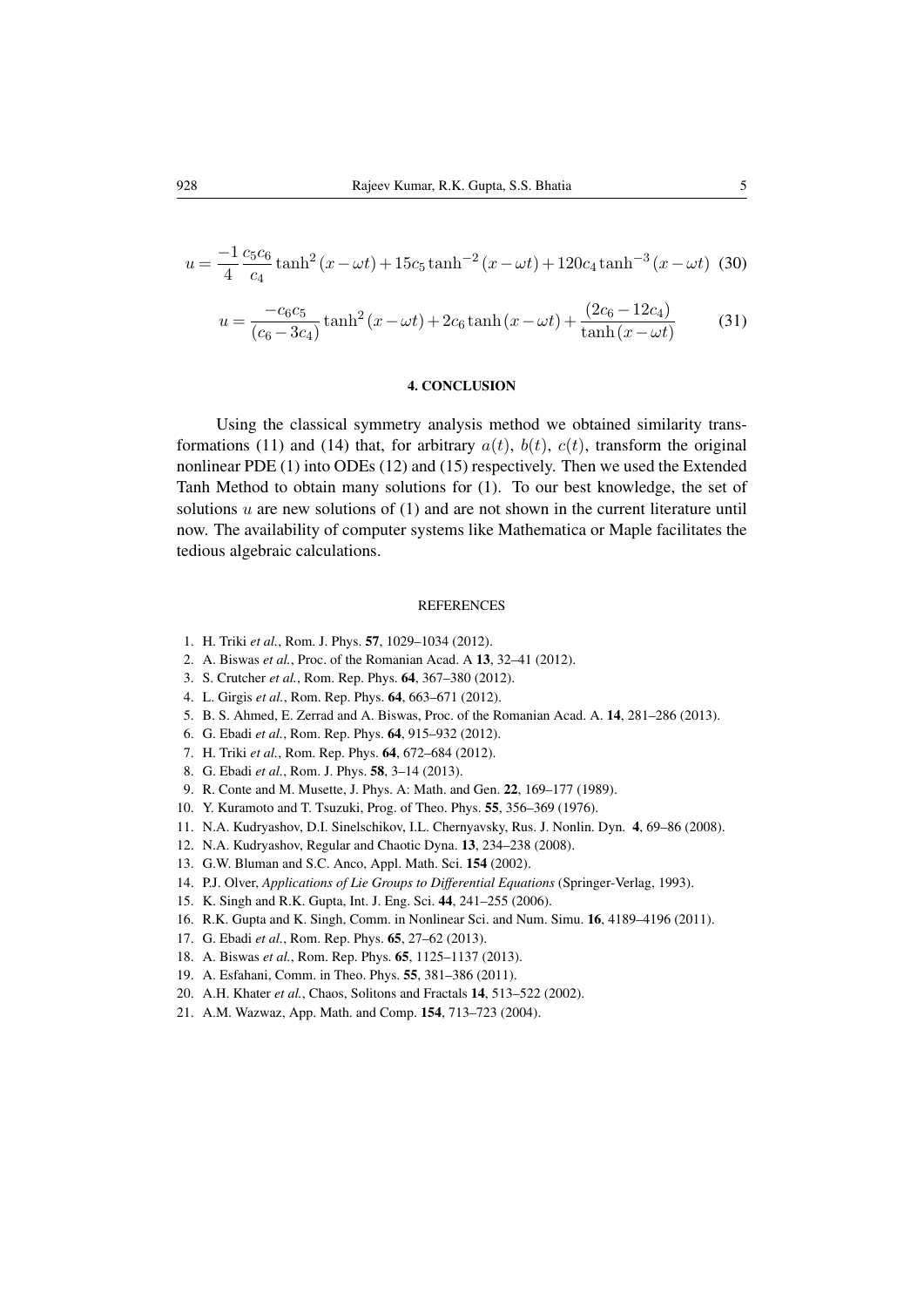$$u = \frac{-1}{4}\frac{c_5 c_6}{c_4}\tanh^2(x-\omega t) + 15c_5\tanh^{-2}(x-\omega t) + 120c_4\tanh^{-3}(x-\omega t) \quad (30)$$

$$u = \frac{-c_6 c_5}{(c_6 - 3c_4)}\tanh^2(x-\omega t) + 2c_6\tanh(x-\omega t) + \frac{(2c_6 - 12c_4)}{\tanh(x-\omega t)} \quad (31)$$

## 4. CONCLUSION

Using the classical symmetry analysis method we obtained similarity transformations (11) and (14) that, for arbitrary $a(t)$, $b(t)$, $c(t)$, transform the original nonlinear PDE (1) into ODEs (12) and (15) respectively. Then we used the Extended Tanh Method to obtain many solutions for (1). To our best knowledge, the set of solutions $u$ are new solutions of (1) and are not shown in the current literature until now. The availability of computer systems like Mathematica or Maple facilitates the tedious algebraic calculations.

## REFERENCES

1. H. Triki *et al.*, Rom. J. Phys. **57**, 1029–1034 (2012).
2. A. Biswas *et al.*, Proc. of the Romanian Acad. A **13**, 32–41 (2012).
3. S. Crutcher *et al.*, Rom. Rep. Phys. **64**, 367–380 (2012).
4. L. Girgis *et al.*, Rom. Rep. Phys. **64**, 663–671 (2012).
5. B. S. Ahmed, E. Zerrad and A. Biswas, Proc. of the Romanian Acad. A. **14**, 281–286 (2013).
6. G. Ebadi *et al.*, Rom. Rep. Phys. **64**, 915–932 (2012).
7. H. Triki *et al.*, Rom. Rep. Phys. **64**, 672–684 (2012).
8. G. Ebadi *et al.*, Rom. J. Phys. **58**, 3–14 (2013).
9. R. Conte and M. Musette, J. Phys. A: Math. and Gen. **22**, 169–177 (1989).
10. Y. Kuramoto and T. Tsuzuki, Prog. of Theo. Phys. **55**, 356–369 (1976).
11. N.A. Kudryashov, D.I. Sinelschikov, I.L. Chernyavsky, Rus. J. Nonlin. Dyn. **4**, 69–86 (2008).
12. N.A. Kudryashov, Regular and Chaotic Dyna. **13**, 234–238 (2008).
13. G.W. Bluman and S.C. Anco, Appl. Math. Sci. **154** (2002).
14. P.J. Olver, *Applications of Lie Groups to Differential Equations* (Springer-Verlag, 1993).
15. K. Singh and R.K. Gupta, Int. J. Eng. Sci. **44**, 241–255 (2006).
16. R.K. Gupta and K. Singh, Comm. in Nonlinear Sci. and Num. Simu. **16**, 4189–4196 (2011).
17. G. Ebadi *et al.*, Rom. Rep. Phys. **65**, 27–62 (2013).
18. A. Biswas *et al.*, Rom. Rep. Phys. **65**, 1125–1137 (2013).
19. A. Esfahani, Comm. in Theo. Phys. **55**, 381–386 (2011).
20. A.H. Khater *et al.*, Chaos, Solitons and Fractals **14**, 513–522 (2002).
21. A.M. Wazwaz, App. Math. and Comp. **154**, 713–723 (2004).